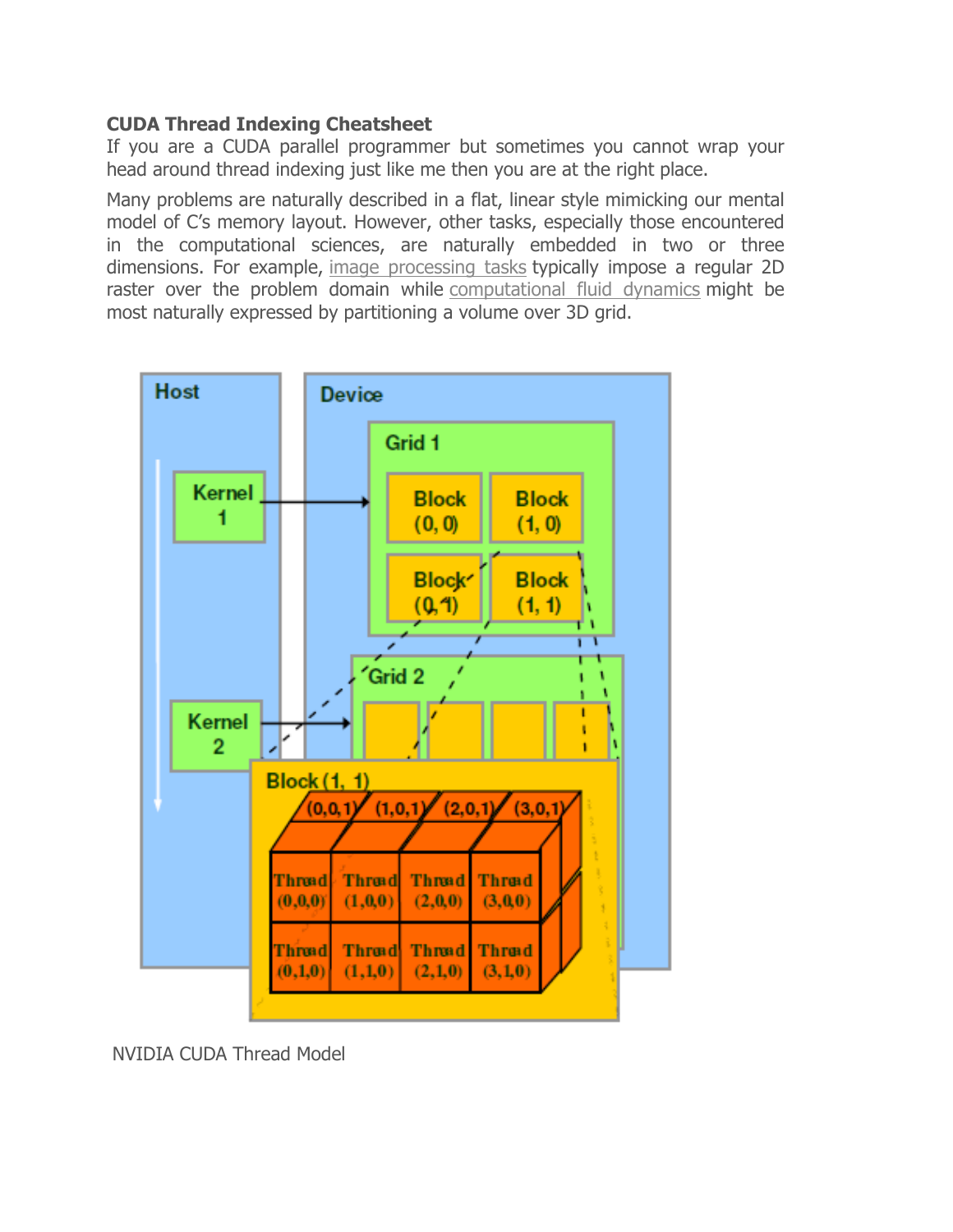**CUDA Thread Indexing Cheatsheet**

If you are a CUDA parallel programmer but sometimes you cannot wrap your head around thread indexing just like me then you are at the right place.

Many problems are naturally described in a flat, linear style mimicking our mental model of C's memory layout. However, other tasks, especially those encountered in the computational sciences, are naturally embedded in two or three dimensions. For example, image processing tasks typically impose a regular 2D raster over the problem domain while computational fluid dynamics might be most naturally expressed by partitioning a volume over 3D grid.

NVIDIA CUDA Thread Model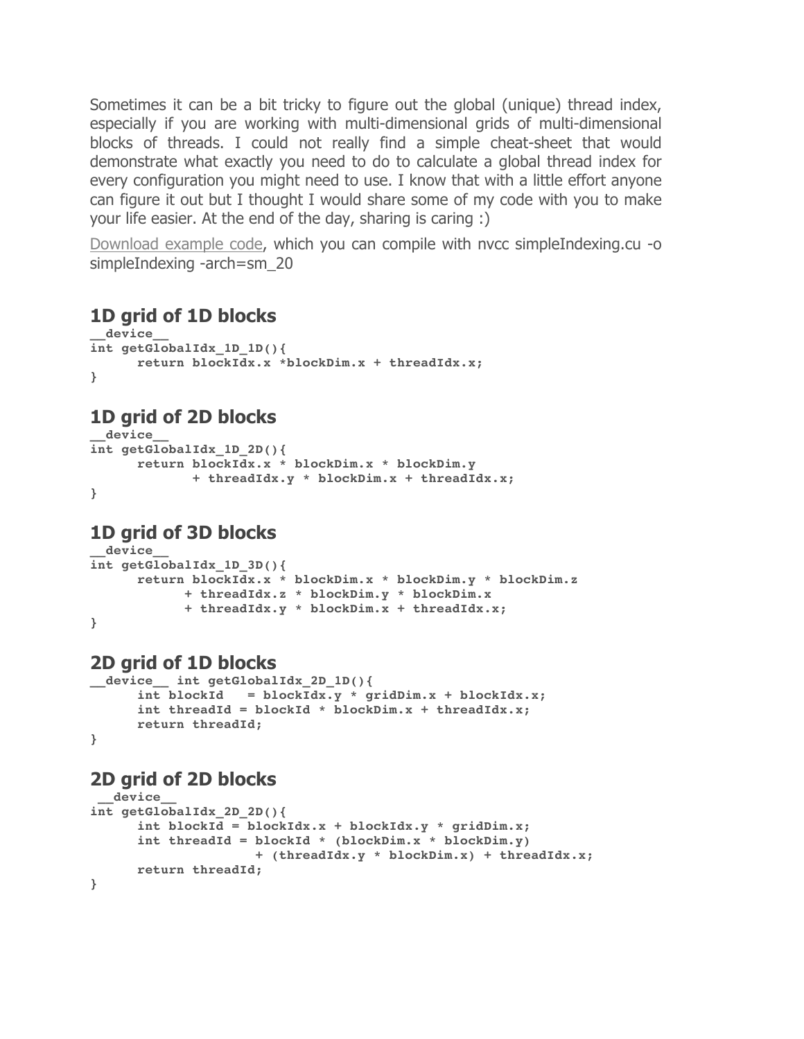Sometimes it can be a bit tricky to figure out the global (unique) thread index, especially if you are working with multi-dimensional grids of multi-dimensional blocks of threads. I could not really find a simple cheat-sheet that would demonstrate what exactly you need to do to calculate a global thread index for every configuration you might need to use. I know that with a little effort anyone can figure it out but I thought I would share some of my code with you to make your life easier. At the end of the day, sharing is caring :)

Download example code, which you can compile with nvcc simpleIndexing.cu -o simpleIndexing -arch=sm_20

## 1D grid of 1D blocks

```
__device__
int getGlobalIdx_1D_1D(){
      return blockIdx.x *blockDim.x + threadIdx.x;
}
```

## 1D grid of 2D blocks

```
__device__
int getGlobalIdx_1D_2D(){
      return blockIdx.x * blockDim.x * blockDim.y
             + threadIdx.y * blockDim.x + threadIdx.x;
}
```

## 1D grid of 3D blocks

```
__device__
int getGlobalIdx_1D_3D(){
      return blockIdx.x * blockDim.x * blockDim.y * blockDim.z
            + threadIdx.z * blockDim.y * blockDim.x
            + threadIdx.y * blockDim.x + threadIdx.x;
}
```

## 2D grid of 1D blocks

```
__device__ int getGlobalIdx_2D_1D(){
      int blockId   = blockIdx.y * gridDim.x + blockIdx.x;
      int threadId = blockId * blockDim.x + threadIdx.x;
      return threadId;
}
```

## 2D grid of 2D blocks

```
 __device__
int getGlobalIdx_2D_2D(){
      int blockId = blockIdx.x + blockIdx.y * gridDim.x;
      int threadId = blockId * (blockDim.x * blockDim.y)
                     + (threadIdx.y * blockDim.x) + threadIdx.x;
      return threadId;
}
```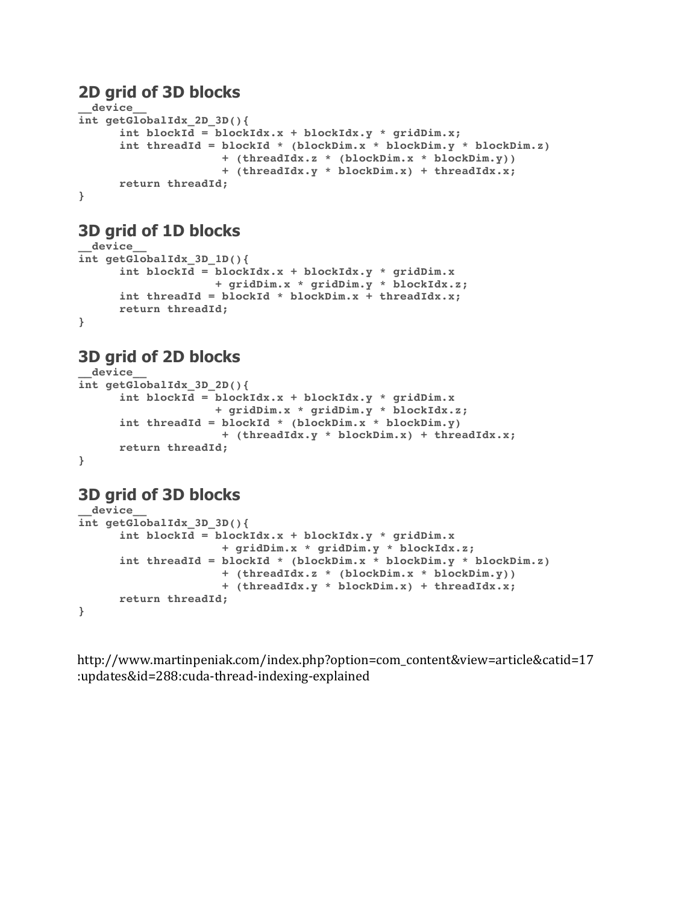## 2D grid of 3D blocks

```
__device__
int getGlobalIdx_2D_3D(){
      int blockId = blockIdx.x + blockIdx.y * gridDim.x;
      int threadId = blockId * (blockDim.x * blockDim.y * blockDim.z)
                    + (threadIdx.z * (blockDim.x * blockDim.y))
                    + (threadIdx.y * blockDim.x) + threadIdx.x;
      return threadId;
}
```

## 3D grid of 1D blocks

```
__device__
int getGlobalIdx_3D_1D(){
      int blockId = blockIdx.x + blockIdx.y * gridDim.x
                   + gridDim.x * gridDim.y * blockIdx.z;
      int threadId = blockId * blockDim.x + threadIdx.x;
      return threadId;
}
```

## 3D grid of 2D blocks

```
__device__
int getGlobalIdx_3D_2D(){
      int blockId = blockIdx.x + blockIdx.y * gridDim.x
                   + gridDim.x * gridDim.y * blockIdx.z;
      int threadId = blockId * (blockDim.x * blockDim.y)
                    + (threadIdx.y * blockDim.x) + threadIdx.x;
      return threadId;
}
```

## 3D grid of 3D blocks

```
__device__
int getGlobalIdx_3D_3D(){
      int blockId = blockIdx.x + blockIdx.y * gridDim.x
                    + gridDim.x * gridDim.y * blockIdx.z;
      int threadId = blockId * (blockDim.x * blockDim.y * blockDim.z)
                    + (threadIdx.z * (blockDim.x * blockDim.y))
                    + (threadIdx.y * blockDim.x) + threadIdx.x;
      return threadId;
}
```

http://www.martinpeniak.com/index.php?option=com_content&view=article&catid=17:updates&id=288:cuda-thread-indexing-explained